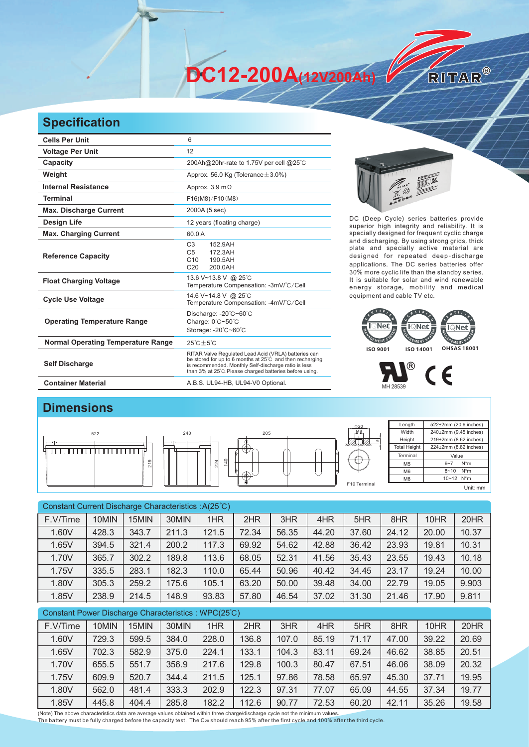# DC12-200A(12V200Ah)

RITAR®

## Specification

| | |
|---|---|
| **Cells Per Unit** | 6 |
| **Voltage Per Unit** | 12 |
| **Capacity** | 200Ah@20hr-rate to 1.75V per cell @25°C |
| **Weight** | Approx. 56.0 Kg (Tolerance±3.0%) |
| **Internal Resistance** | Approx. 3.9 mΩ |
| **Terminal** | F16(M8)/F10(M8) |
| **Max. Discharge Current** | 2000A (5 sec) |
| **Design Life** | 12 years (floating charge) |
| **Max. Charging Current** | 60.0 A |
| **Reference Capacity** | C3 152.9AH<br>C5 172.3AH<br>C10 190.5AH<br>C20 200.0AH |
| **Float Charging Voltage** | 13.6 V~13.8 V @ 25°C<br>Temperature Compensation: -3mV/°C/Cell |
| **Cycle Use Voltage** | 14.6 V~14.8 V @ 25°C<br>Temperature Compensation: -4mV/°C/Cell |
| **Operating Temperature Range** | Discharge: -20°C~60°C<br>Charge: 0°C~50°C<br>Storage: -20°C~60°C |
| **Normal Operating Temperature Range** | 25°C±5°C |
| **Self Discharge** | RITAR Valve Regulated Lead Acid (VRLA) batteries can be stored for up to 6 months at 25°C and then recharging is recommended. Monthly Self-discharge ratio is less than 3% at 25°C.Please charged batteries before using. |
| **Container Material** | A.B.S. UL94-HB, UL94-V0 Optional. |

DC (Deep Cycle) series batteries provide superior high integrity and reliability. It is specially designed for frequent cyclic charge and discharging. By using strong grids, thick plate and specially active material are designed for repeated deep-discharge applications. The DC series batteries offer 30% more cyclic life than the standby series. It is suitable for solar and wind renewable energy storage, mobility and medical equipment and cable TV etc.

ISO 9001 ISO 14001 OHSAS 18001

MH 28539

## Dimensions

| | |
|---|---|
| Length | 522±2mm (20.6 inches) |
| Width | 240±2mm (9.45 inches) |
| Height | 219±2mm (8.62 inches) |
| Total Height | 224±2mm (8.82 inches) |
| **Terminal** | **Value** |
| M5 | 6~7 N*m |
| M6 | 8~10 N*m |
| M8 | 10~12 N*m |

F10 Terminal

Unit: mm

Constant Current Discharge Characteristics : A(25°C)

| F.V/Time | 10MIN | 15MIN | 30MIN | 1HR | 2HR | 3HR | 4HR | 5HR | 8HR | 10HR | 20HR |
|---|---|---|---|---|---|---|---|---|---|---|---|
| 1.60V | 428.3 | 343.7 | 211.3 | 121.5 | 72.34 | 56.35 | 44.20 | 37.60 | 24.12 | 20.00 | 10.37 |
| 1.65V | 394.5 | 321.4 | 200.2 | 117.3 | 69.92 | 54.62 | 42.88 | 36.42 | 23.93 | 19.81 | 10.31 |
| 1.70V | 365.7 | 302.2 | 189.8 | 113.6 | 68.05 | 52.31 | 41.56 | 35.43 | 23.55 | 19.43 | 10.18 |
| 1.75V | 335.5 | 283.1 | 182.3 | 110.0 | 65.44 | 50.96 | 40.42 | 34.45 | 23.17 | 19.24 | 10.00 |
| 1.80V | 305.3 | 259.2 | 175.6 | 105.1 | 63.20 | 50.00 | 39.48 | 34.00 | 22.79 | 19.05 | 9.903 |
| 1.85V | 238.9 | 214.5 | 148.9 | 93.83 | 57.80 | 46.54 | 37.02 | 31.30 | 21.46 | 17.90 | 9.811 |

Constant Power Discharge Characteristics : WPC(25°C)

| F.V/Time | 10MIN | 15MIN | 30MIN | 1HR | 2HR | 3HR | 4HR | 5HR | 8HR | 10HR | 20HR |
|---|---|---|---|---|---|---|---|---|---|---|---|
| 1.60V | 729.3 | 599.5 | 384.0 | 228.0 | 136.8 | 107.0 | 85.19 | 71.17 | 47.00 | 39.22 | 20.69 |
| 1.65V | 702.3 | 582.9 | 375.0 | 224.1 | 133.1 | 104.3 | 83.11 | 69.24 | 46.62 | 38.85 | 20.51 |
| 1.70V | 655.5 | 551.7 | 356.9 | 217.6 | 129.8 | 100.3 | 80.47 | 67.51 | 46.06 | 38.09 | 20.32 |
| 1.75V | 609.9 | 520.7 | 344.4 | 211.5 | 125.1 | 97.86 | 78.58 | 65.97 | 45.30 | 37.71 | 19.95 |
| 1.80V | 562.0 | 481.4 | 333.3 | 202.9 | 122.3 | 97.31 | 77.07 | 65.09 | 44.55 | 37.34 | 19.77 |
| 1.85V | 445.8 | 404.4 | 285.8 | 182.2 | 112.6 | 90.77 | 72.53 | 60.20 | 42.11 | 35.26 | 19.58 |

(Note) The above characteristics data are average values obtained within three charge/discharge cycle not the minimum values.
The battery must be fully charged before the capacity test. The $C_{20}$ should reach 95% after the first cycle and 100% after the third cycle.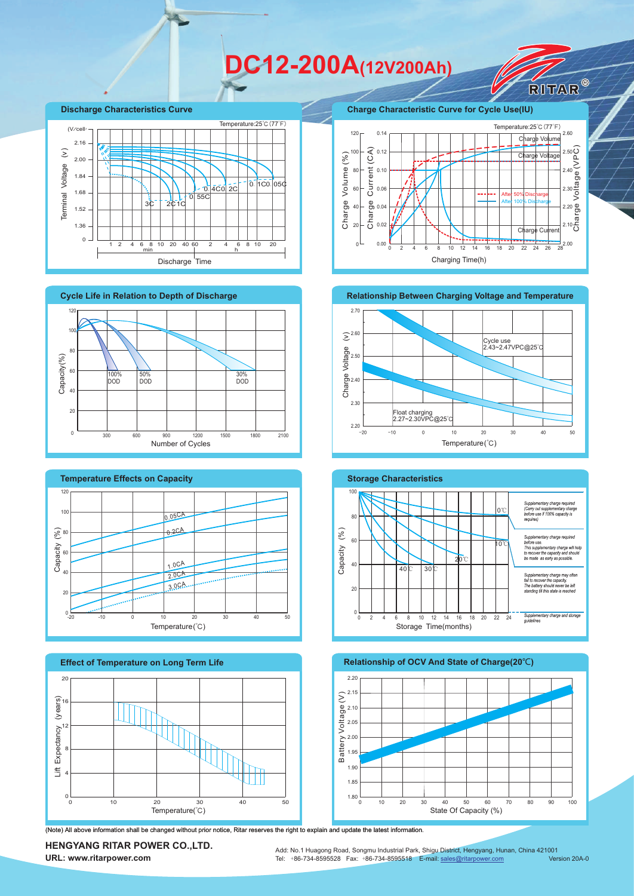# DC12-200A(12V200Ah)

RITAR®

## Discharge Characteristics Curve

Temperature:25℃(77℉)

(V/cell)

Terminal Voltage (v)

2.16
2.00
1.84
1.68
1.52
1.36
0

3C 2C 1C 0.55C 0.4C 0.2C 0.1C 0.05C

1 2 4 6 8 10 20 40 60 2 4 6 8 10 20

min h

Discharge Time

## Charge Characteristic Curve for Cycle Use(IU)

Temperature:25℃(77℉)

Charge Volume (%)
Charge Current (CA)
Charge Voltage (VPC)

120 100 80 60 40 20 0

0.14 0.12 0.10 0.06 0.04 0.02 0.00

2.60 2.50 2.40 2.30 2.20 2.10 2.00

Charge Volume

Charge Voltage

After 50% Discharge

After 100% Discharge

Charge Current

0 2 4 6 8 10 12 14 16 18 20 22 24 26 28

Charging Time(h)

## Cycle Life in Relation to Depth of Discharge

Capacity(%)

120 100 80 60 40 20 0

100% DOD

50% DOD

30% DOD

300 600 900 1200 1500 1800 2100

Number of Cycles

## Relationship Between Charging Voltage and Temperature

Charge Voltage (v)

2.70 2.60 2.50 2.40 2.30 2.20

Cycle use
2.43~2.47VPC@25℃

Float charging
2.27~2.30VPC@25℃

−20 −10 0 10 20 30 40 50

Temperature(℃)

## Temperature Effects on Capacity

Capacity (%)

120 100 80 60 40 20 0

0.05CA

0.2CA

1.0CA

2.0CA

3.0CA

-20 -10 0 10 20 30 40 50

Temperature(℃)

## Storage Characteristics

Capacity (%)

100 80 60 40 20 0

0℃

10℃

20℃

40℃

30℃

0 2 4 6 8 10 12 14 16 18 20 22 24

Storage Time(months)

*Supplementary charge required (Carry out supplementary charge before use if 100% capacity is requires)*

*Supplementary charge required before use. This supplementary charge will help to recover the capacity and should be made as early as possible.*

*Supplementary charge may often fail to recover the capacity. The battery should never be left standing till this state is reached*

*Supplementary charge and storage guidelines*

## Effect of Temperature on Long Term Life

Lift Expectancy (years)

20 16 12 8 4 0

0 10 20 30 40 50

Temperature(℃)

## Relationship of OCV And State of Charge(20℃)

Battery Voltage (V)

2.20 2.15 2.10 2.05 2.00 1.95 1.90 1.85 1.80

0 10 20 30 40 50 60 70 80 90 100

State Of Capacity (%)

(Note) All above information shall be changed without prior notice, Ritar reserves the right to explain and update the latest information.

**HENGYANG RITAR POWER CO.,LTD.**

**URL: www.ritarpower.com**

Add: No.1 Huagong Road, Songmu Industrial Park, Shigu District, Hengyang, Hunan, China 421001

Tel: +86-734-8595528 Fax: +86-734-8595518 E-mail: sales@ritarpower.com

Version 20A-0